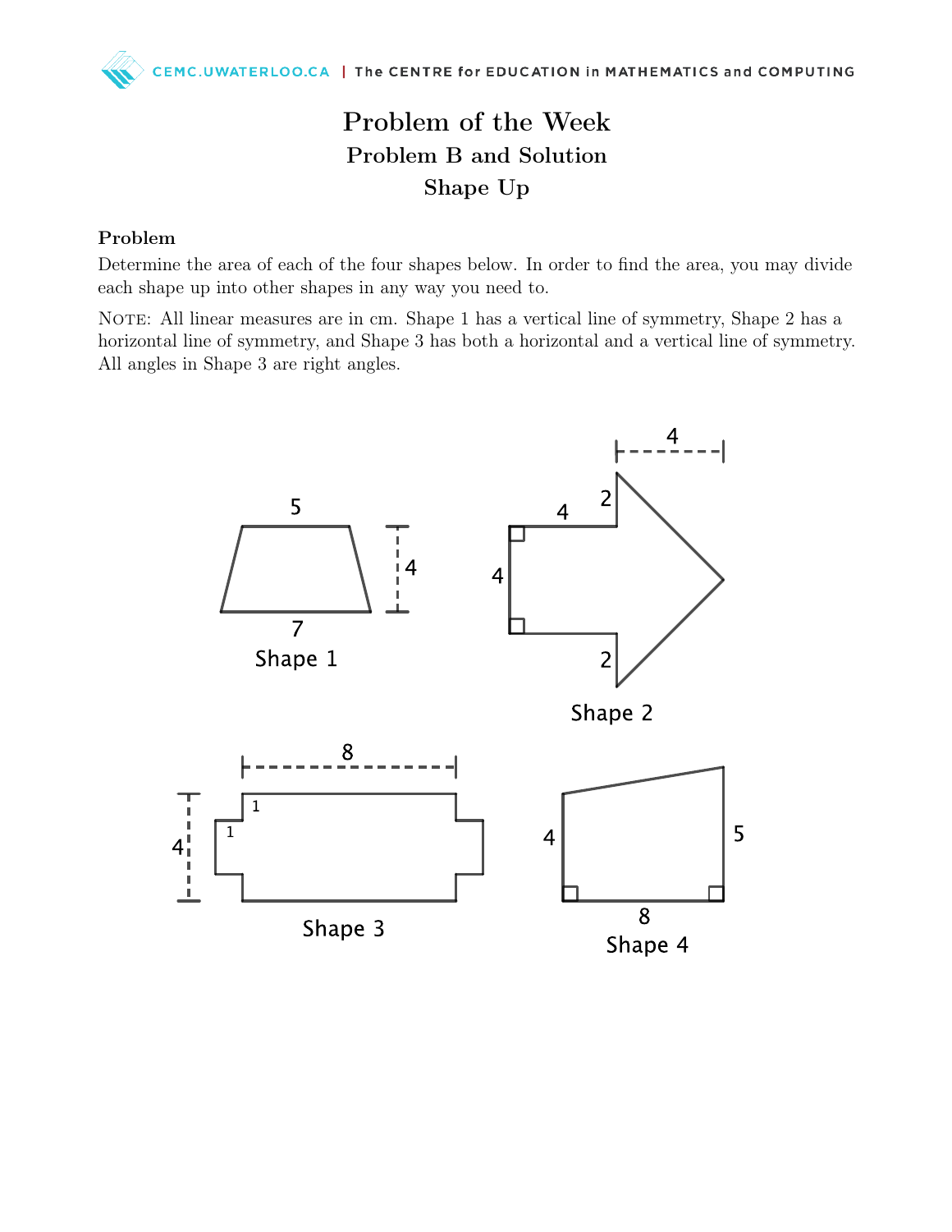# Problem of the Week

## Problem B and Solution

## Shape Up

### Problem

Determine the area of each of the four shapes below. In order to find the area, you may divide each shape up into other shapes in any way you need to.

NOTE: All linear measures are in cm. Shape 1 has a vertical line of symmetry, Shape 2 has a horizontal line of symmetry, and Shape 3 has both a horizontal and a vertical line of symmetry. All angles in Shape 3 are right angles.

Shape 1

Shape 2

Shape 3

Shape 4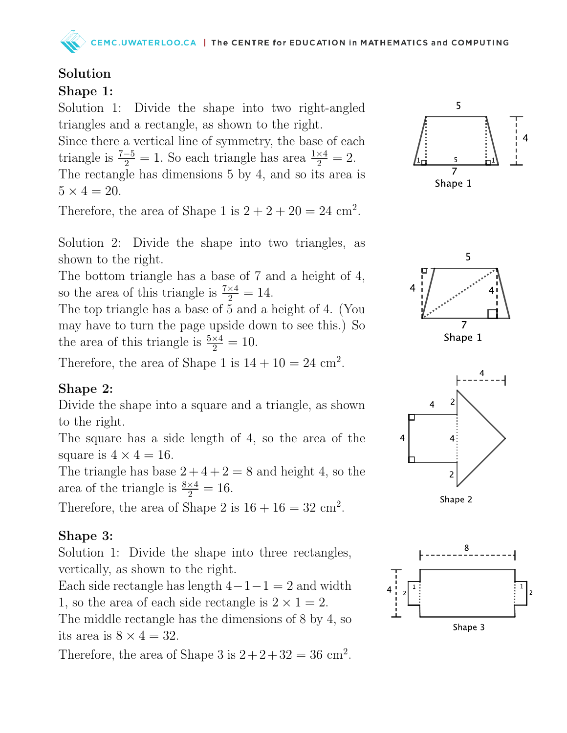**Solution**

**Shape 1:**

Solution 1: Divide the shape into two right-angled triangles and a rectangle, as shown to the right.
Since there a vertical line of symmetry, the base of each triangle is $\frac{7-5}{2} = 1$. So each triangle has area $\frac{1\times 4}{2} = 2$.
The rectangle has dimensions 5 by 4, and so its area is $5 \times 4 = 20$.

Therefore, the area of Shape 1 is $2 + 2 + 20 = 24$ cm$^2$.

Solution 2: Divide the shape into two triangles, as shown to the right.
The bottom triangle has a base of 7 and a height of 4, so the area of this triangle is $\frac{7\times 4}{2} = 14$.
The top triangle has a base of 5 and a height of 4. (You may have to turn the page upside down to see this.) So the area of this triangle is $\frac{5\times 4}{2} = 10$.

Therefore, the area of Shape 1 is $14 + 10 = 24$ cm$^2$.

**Shape 2:**

Divide the shape into a square and a triangle, as shown to the right.
The square has a side length of 4, so the area of the square is $4 \times 4 = 16$.
The triangle has base $2 + 4 + 2 = 8$ and height 4, so the area of the triangle is $\frac{8\times 4}{2} = 16$.

Therefore, the area of Shape 2 is $16 + 16 = 32$ cm$^2$.

**Shape 3:**

Solution 1: Divide the shape into three rectangles, vertically, as shown to the right.
Each side rectangle has length $4 - 1 - 1 = 2$ and width 1, so the area of each side rectangle is $2 \times 1 = 2$.
The middle rectangle has the dimensions of 8 by 4, so its area is $8 \times 4 = 32$.

Therefore, the area of Shape 3 is $2 + 2 + 32 = 36$ cm$^2$.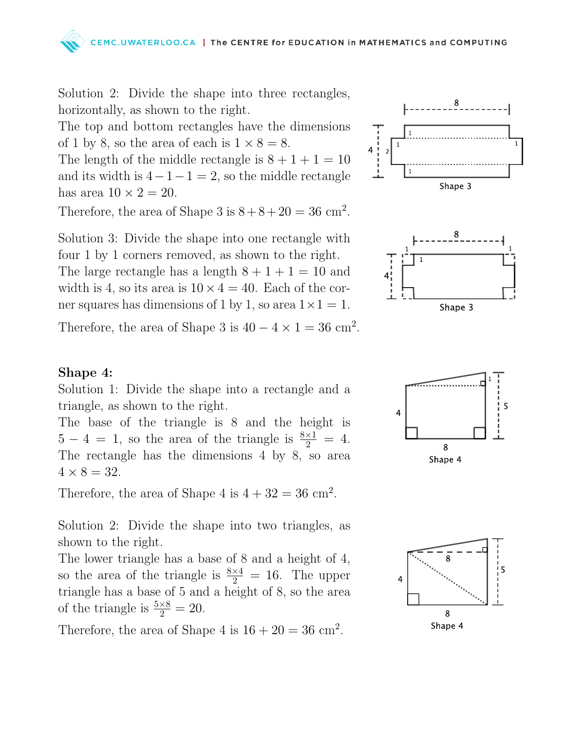Solution 2: Divide the shape into three rectangles, horizontally, as shown to the right.

The top and bottom rectangles have the dimensions of 1 by 8, so the area of each is $1 \times 8 = 8$.

The length of the middle rectangle is $8 + 1 + 1 = 10$ and its width is $4 - 1 - 1 = 2$, so the middle rectangle has area $10 \times 2 = 20$.

Therefore, the area of Shape 3 is $8 + 8 + 20 = 36$ cm$^2$.

8
4
2
1
1
1
1
Shape 3

Solution 3: Divide the shape into one rectangle with four 1 by 1 corners removed, as shown to the right.

The large rectangle has a length $8 + 1 + 1 = 10$ and width is 4, so its area is $10 \times 4 = 40$. Each of the corner squares has dimensions of 1 by 1, so area $1 \times 1 = 1$.

Therefore, the area of Shape 3 is $40 - 4 \times 1 = 36$ cm$^2$.

8
1
1
1
4
Shape 3

**Shape 4:**

Solution 1: Divide the shape into a rectangle and a triangle, as shown to the right.

The base of the triangle is 8 and the height is $5 - 4 = 1$, so the area of the triangle is $\frac{8 \times 1}{2} = 4$.

The rectangle has the dimensions 4 by 8, so area $4 \times 8 = 32$.

Therefore, the area of Shape 4 is $4 + 32 = 36$ cm$^2$.

1
4
5
8
Shape 4

Solution 2: Divide the shape into two triangles, as shown to the right.

The lower triangle has a base of 8 and a height of 4, so the area of the triangle is $\frac{8 \times 4}{2} = 16$. The upper triangle has a base of 5 and a height of 8, so the area of the triangle is $\frac{5 \times 8}{2} = 20$.

Therefore, the area of Shape 4 is $16 + 20 = 36$ cm$^2$.

8
4
5
8
Shape 4